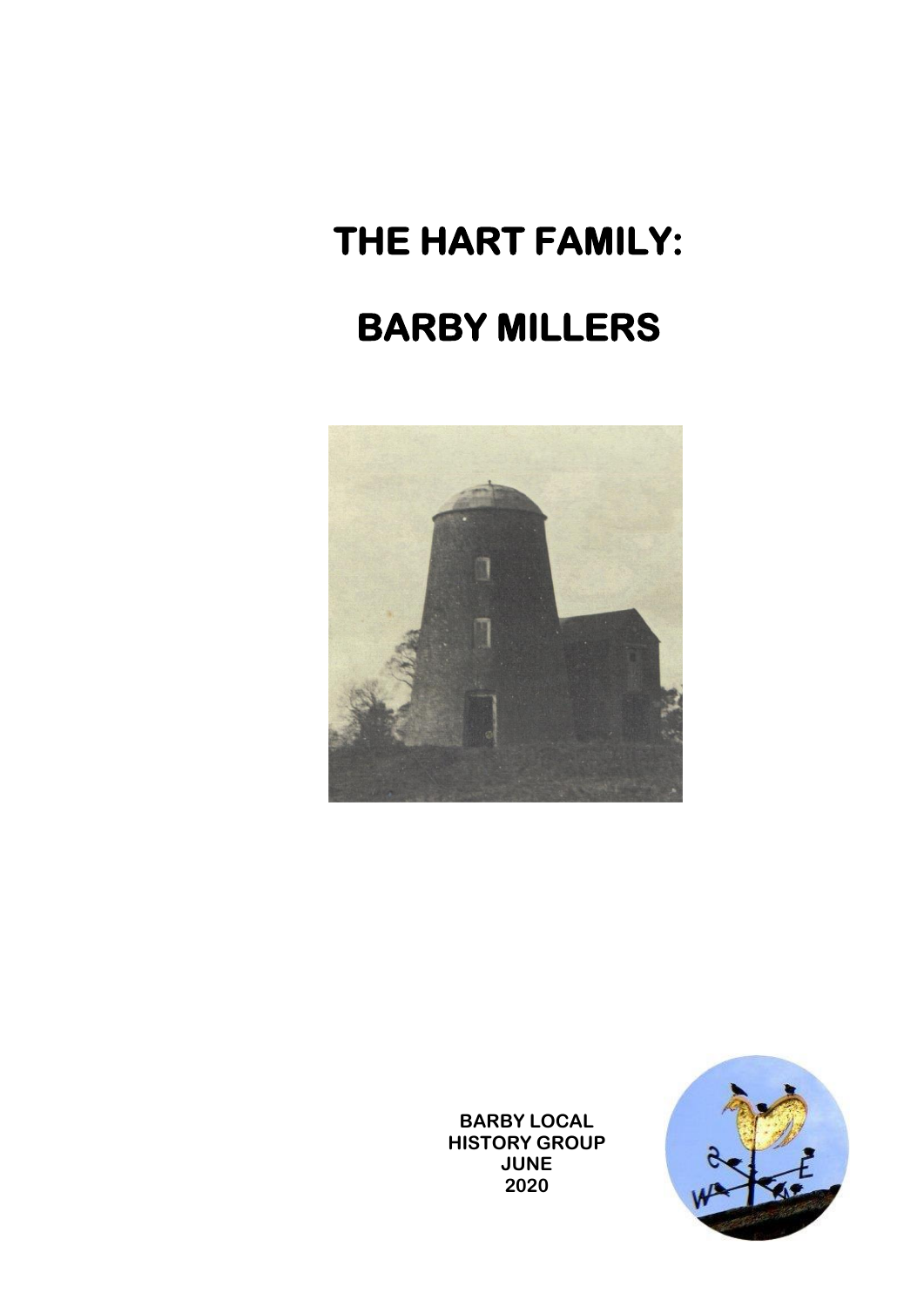# THE HART FAMILY:

# BARBY MILLERS

BARBY LOCAL
HISTORY GROUP
JUNE
2020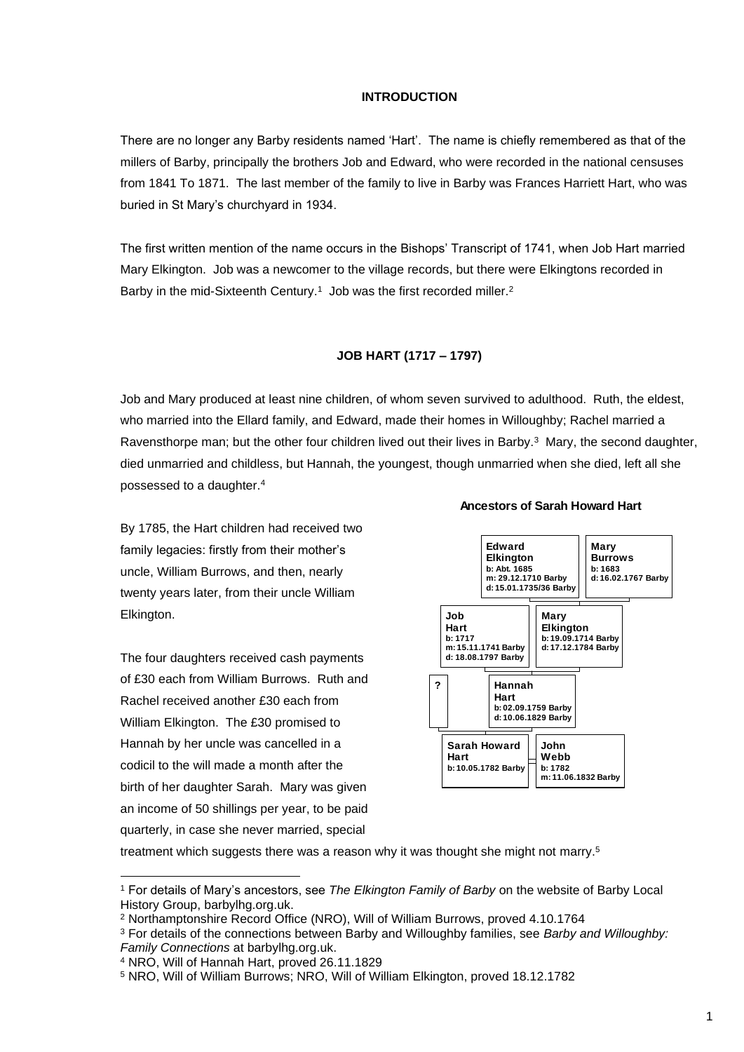**INTRODUCTION**

There are no longer any Barby residents named 'Hart'. The name is chiefly remembered as that of the millers of Barby, principally the brothers Job and Edward, who were recorded in the national censuses from 1841 To 1871. The last member of the family to live in Barby was Frances Harriett Hart, who was buried in St Mary's churchyard in 1934.

The first written mention of the name occurs in the Bishops' Transcript of 1741, when Job Hart married Mary Elkington. Job was a newcomer to the village records, but there were Elkingtons recorded in Barby in the mid-Sixteenth Century.[1] Job was the first recorded miller.[2]

**JOB HART (1717 – 1797)**

Job and Mary produced at least nine children, of whom seven survived to adulthood. Ruth, the eldest, who married into the Ellard family, and Edward, made their homes in Willoughby; Rachel married a Ravensthorpe man; but the other four children lived out their lives in Barby.[3] Mary, the second daughter, died unmarried and childless, but Hannah, the youngest, though unmarried when she died, left all she possessed to a daughter.[4]

**Ancestors of Sarah Howard Hart**

- **Edward Elkington** b: Abt. 1685, m: 29.12.1710 Barby, d: 15.01.1735/36 Barby
- **Mary Burrows** b: 1683, d: 16.02.1767 Barby
  - **Job Hart** b: 1717, m: 15.11.1741 Barby, d: 18.08.1797 Barby
  - **Mary Elkington** b: 19.09.1714 Barby, d: 17.12.1784 Barby
    - **?**
    - **Hannah Hart** b: 02.09.1759 Barby, d: 10.06.1829 Barby
      - **Sarah Howard Hart** b: 10.05.1782 Barby
      - **John Webb** b: 1782, m: 11.06.1832 Barby

By 1785, the Hart children had received two family legacies: firstly from their mother's uncle, William Burrows, and then, nearly twenty years later, from their uncle William Elkington.

The four daughters received cash payments of £30 each from William Burrows. Ruth and Rachel received another £30 each from William Elkington. The £30 promised to Hannah by her uncle was cancelled in a codicil to the will made a month after the birth of her daughter Sarah. Mary was given an income of 50 shillings per year, to be paid quarterly, in case she never married, special treatment which suggests there was a reason why it was thought she might not marry.[5]

---

[1] For details of Mary's ancestors, see *The Elkington Family of Barby* on the website of Barby Local History Group, barbylhg.org.uk.

[2] Northamptonshire Record Office (NRO), Will of William Burrows, proved 4.10.1764

[3] For details of the connections between Barby and Willoughby families, see *Barby and Willoughby: Family Connections* at barbylhg.org.uk.

[4] NRO, Will of Hannah Hart, proved 26.11.1829

[5] NRO, Will of William Burrows; NRO, Will of William Elkington, proved 18.12.1782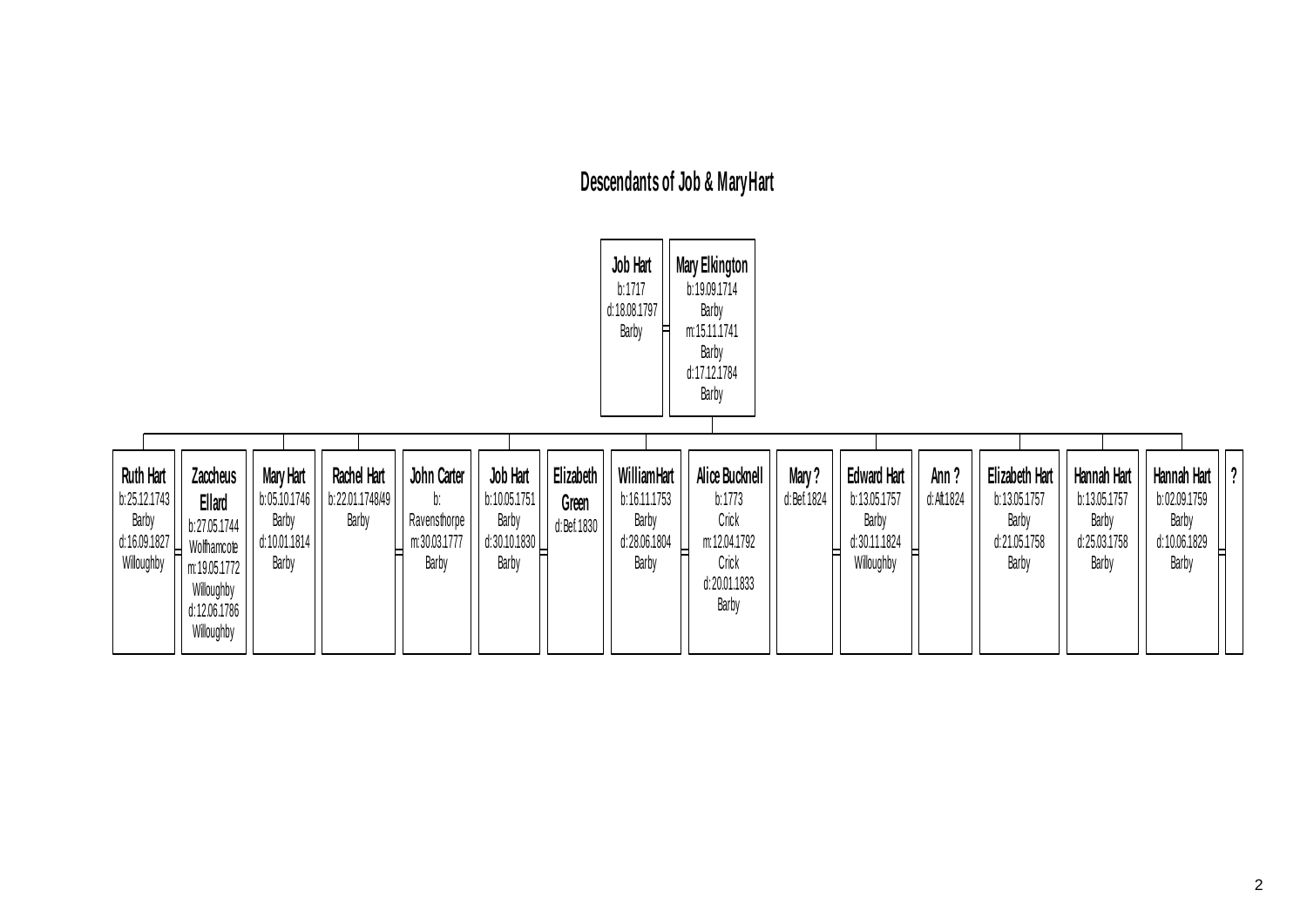# Descendants of Job & Mary Hart

**Job Hart**
b:1717
d:18.08.1797
Barby

= **Mary Elkington**
b:19.09.1714
Barby
m:15.11.1741
Barby
d:17.12.1784
Barby

---

**Ruth Hart**
b:25.12.1743
Barby
d:16.09.1827
Willoughby

= **Zaccheus Ellard**
b:27.05.1744
Wolfhamcote
m:19.05.1772
Willoughby
d:12.06.1786
Willoughby

**Mary Hart**
b:05.10.1746
Barby
d:10.01.1814
Barby

**Rachel Hart**
b:22.01.1748/49
Barby

= **John Carter**
b:
Ravensthorpe
m:30.03.1777
Barby

**Job Hart**
b:10.05.1751
Barby
d:30.10.1830
Barby

= **Elizabeth Green**
d:Bef.1830

**William Hart**
b:16.11.1753
Barby
d:28.06.1804
Barby

= **Alice Bucknell**
b:1773
Crick
m:12.04.1792
Crick
d:20.01.1833
Barby

**Mary ?**
d:Bef.1824

= **Edward Hart**
b:13.05.1757
Barby
d:30.11.1824
Willoughby

= **Ann ?**
d:Aft.1824

**Elizabeth Hart**
b:13.05.1757
Barby
d:21.05.1758
Barby

**Hannah Hart**
b:13.05.1757
Barby
d:25.03.1758
Barby

**Hannah Hart**
b:02.09.1759
Barby
d:10.06.1829
Barby

= **?**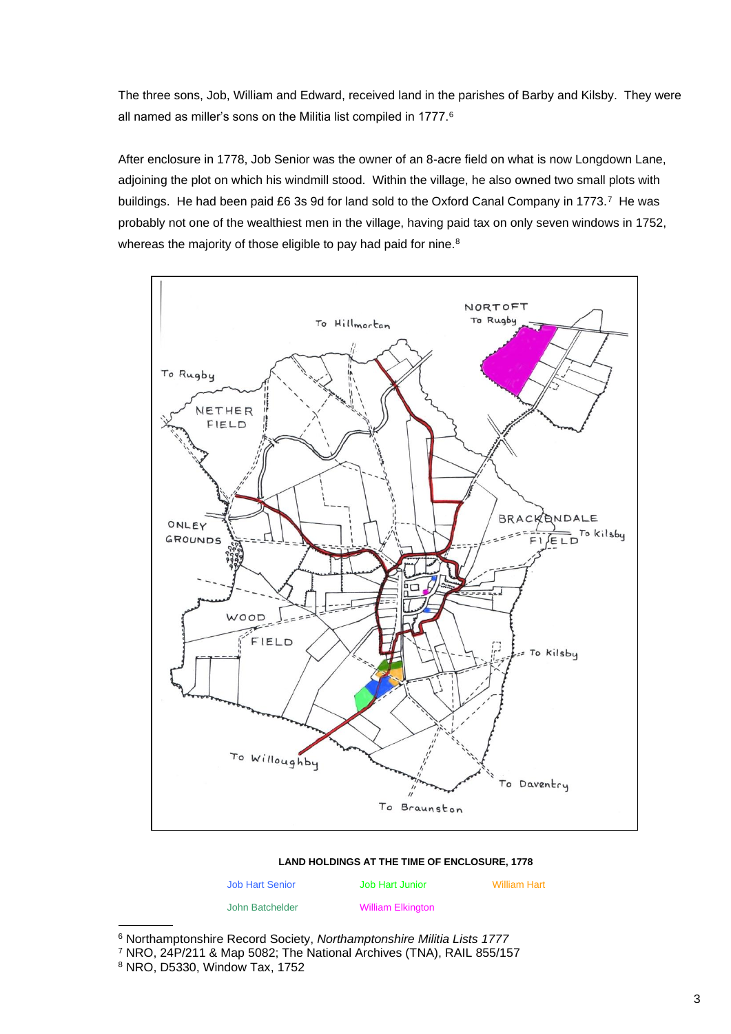The three sons, Job, William and Edward, received land in the parishes of Barby and Kilsby. They were all named as miller's sons on the Militia list compiled in 1777.[6]

After enclosure in 1778, Job Senior was the owner of an 8-acre field on what is now Longdown Lane, adjoining the plot on which his windmill stood. Within the village, he also owned two small plots with buildings. He had been paid £6 3s 9d for land sold to the Oxford Canal Company in 1773.[7] He was probably not one of the wealthiest men in the village, having paid tax on only seven windows in 1752, whereas the majority of those eligible to pay had paid for nine.[8]

**LAND HOLDINGS AT THE TIME OF ENCLOSURE, 1778**

Job Hart Senior — Job Hart Junior — William Hart

John Batchelder — William Elkington

---

[6] Northamptonshire Record Society, *Northamptonshire Militia Lists 1777*

[7] NRO, 24P/211 & Map 5082; The National Archives (TNA), RAIL 855/157

[8] NRO, D5330, Window Tax, 1752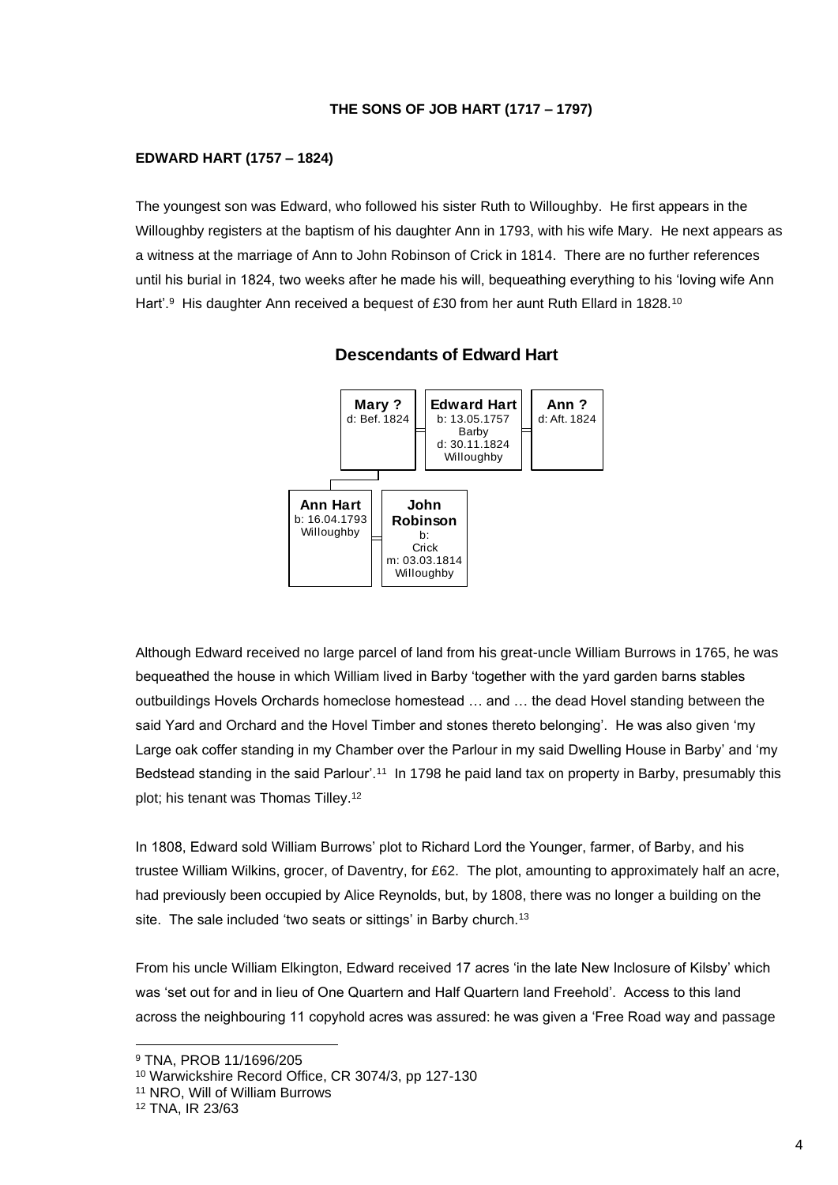### THE SONS OF JOB HART (1717 – 1797)

#### EDWARD HART (1757 – 1824)

The youngest son was Edward, who followed his sister Ruth to Willoughby. He first appears in the Willoughby registers at the baptism of his daughter Ann in 1793, with his wife Mary. He next appears as a witness at the marriage of Ann to John Robinson of Crick in 1814. There are no further references until his burial in 1824, two weeks after he made his will, bequeathing everything to his 'loving wife Ann Hart'.[9] His daughter Ann received a bequest of £30 from her aunt Ruth Ellard in 1828.[10]

**Descendants of Edward Hart**

**Mary ?**
d: Bef. 1824

**Edward Hart**
b: 13.05.1757 Barby
d: 30.11.1824 Willoughby

**Ann ?**
d: Aft. 1824

**Ann Hart**
b: 16.04.1793 Willoughby

**John Robinson**
b: Crick
m: 03.03.1814 Willoughby

Although Edward received no large parcel of land from his great-uncle William Burrows in 1765, he was bequeathed the house in which William lived in Barby 'together with the yard garden barns stables outbuildings Hovels Orchards homeclose homestead … and … the dead Hovel standing between the said Yard and Orchard and the Hovel Timber and stones thereto belonging'. He was also given 'my Large oak coffer standing in my Chamber over the Parlour in my said Dwelling House in Barby' and 'my Bedstead standing in the said Parlour'.[11] In 1798 he paid land tax on property in Barby, presumably this plot; his tenant was Thomas Tilley.[12]

In 1808, Edward sold William Burrows' plot to Richard Lord the Younger, farmer, of Barby, and his trustee William Wilkins, grocer, of Daventry, for £62. The plot, amounting to approximately half an acre, had previously been occupied by Alice Reynolds, but, by 1808, there was no longer a building on the site. The sale included 'two seats or sittings' in Barby church.[13]

From his uncle William Elkington, Edward received 17 acres 'in the late New Inclosure of Kilsby' which was 'set out for and in lieu of One Quartern and Half Quartern land Freehold'. Access to this land across the neighbouring 11 copyhold acres was assured: he was given a 'Free Road way and passage

---

[9] TNA, PROB 11/1696/205

[10] Warwickshire Record Office, CR 3074/3, pp 127-130

[11] NRO, Will of William Burrows

[12] TNA, IR 23/63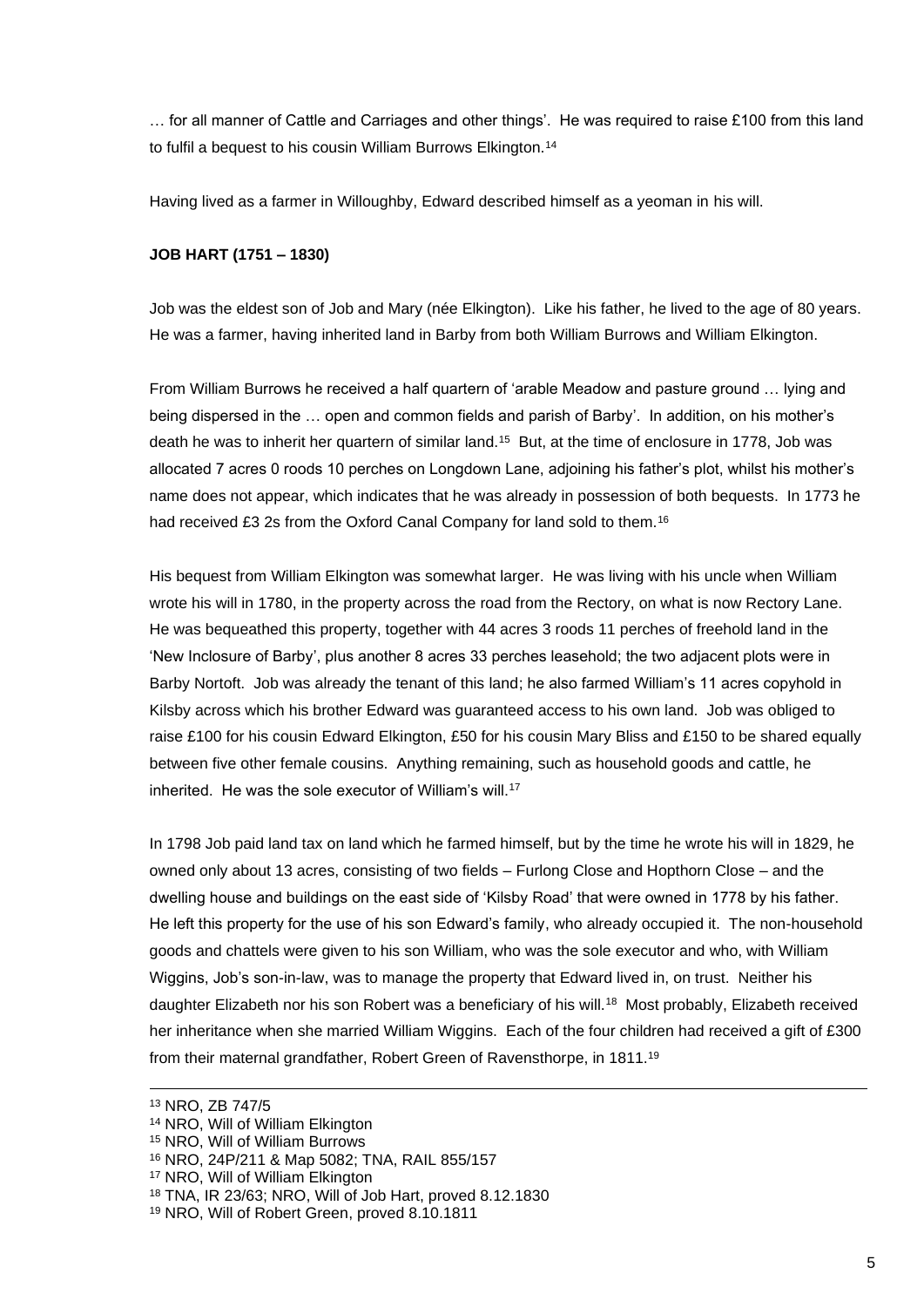… for all manner of Cattle and Carriages and other things'. He was required to raise £100 from this land to fulfil a bequest to his cousin William Burrows Elkington.[14]

Having lived as a farmer in Willoughby, Edward described himself as a yeoman in his will.

**JOB HART (1751 – 1830)**

Job was the eldest son of Job and Mary (née Elkington). Like his father, he lived to the age of 80 years. He was a farmer, having inherited land in Barby from both William Burrows and William Elkington.

From William Burrows he received a half quartern of 'arable Meadow and pasture ground … lying and being dispersed in the … open and common fields and parish of Barby'. In addition, on his mother's death he was to inherit her quartern of similar land.[15] But, at the time of enclosure in 1778, Job was allocated 7 acres 0 roods 10 perches on Longdown Lane, adjoining his father's plot, whilst his mother's name does not appear, which indicates that he was already in possession of both bequests. In 1773 he had received £3 2s from the Oxford Canal Company for land sold to them.[16]

His bequest from William Elkington was somewhat larger. He was living with his uncle when William wrote his will in 1780, in the property across the road from the Rectory, on what is now Rectory Lane. He was bequeathed this property, together with 44 acres 3 roods 11 perches of freehold land in the 'New Inclosure of Barby', plus another 8 acres 33 perches leasehold; the two adjacent plots were in Barby Nortoft. Job was already the tenant of this land; he also farmed William's 11 acres copyhold in Kilsby across which his brother Edward was guaranteed access to his own land. Job was obliged to raise £100 for his cousin Edward Elkington, £50 for his cousin Mary Bliss and £150 to be shared equally between five other female cousins. Anything remaining, such as household goods and cattle, he inherited. He was the sole executor of William's will.[17]

In 1798 Job paid land tax on land which he farmed himself, but by the time he wrote his will in 1829, he owned only about 13 acres, consisting of two fields – Furlong Close and Hopthorn Close – and the dwelling house and buildings on the east side of 'Kilsby Road' that were owned in 1778 by his father. He left this property for the use of his son Edward's family, who already occupied it. The non-household goods and chattels were given to his son William, who was the sole executor and who, with William Wiggins, Job's son-in-law, was to manage the property that Edward lived in, on trust. Neither his daughter Elizabeth nor his son Robert was a beneficiary of his will.[18] Most probably, Elizabeth received her inheritance when she married William Wiggins. Each of the four children had received a gift of £300 from their maternal grandfather, Robert Green of Ravensthorpe, in 1811.[19]

---

[13] NRO, ZB 747/5
[14] NRO, Will of William Elkington
[15] NRO, Will of William Burrows
[16] NRO, 24P/211 & Map 5082; TNA, RAIL 855/157
[17] NRO, Will of William Elkington
[18] TNA, IR 23/63; NRO, Will of Job Hart, proved 8.12.1830
[19] NRO, Will of Robert Green, proved 8.10.1811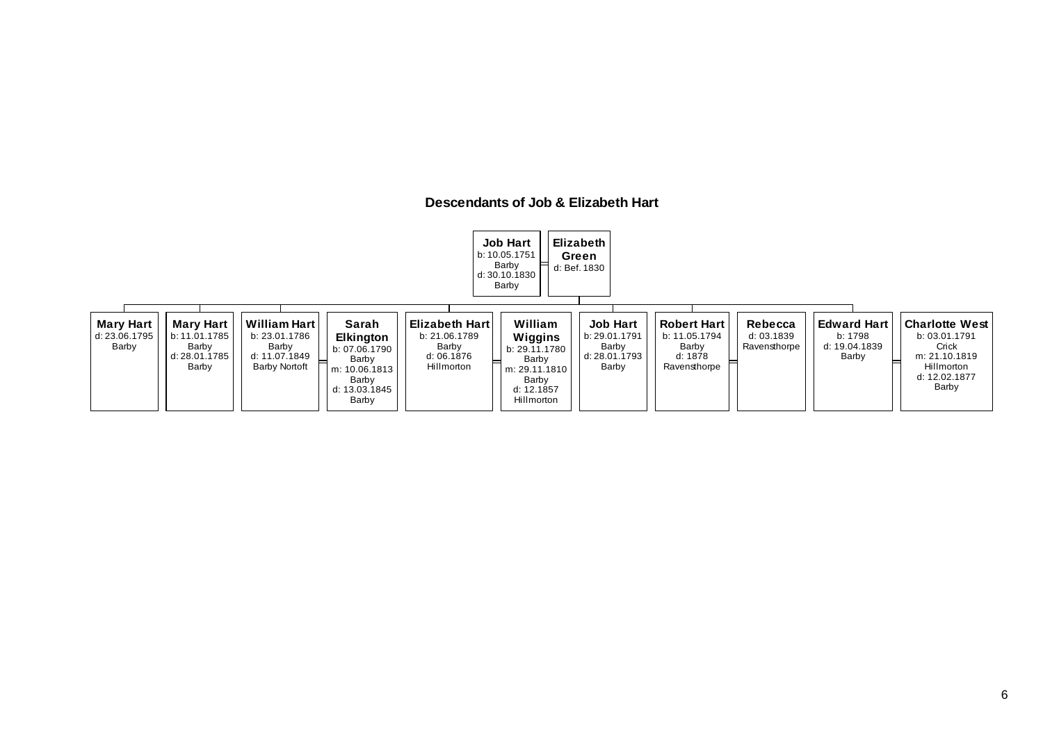## Descendants of Job & Elizabeth Hart

**Job Hart**
b: 10.05.1751
Barby
d: 30.10.1830
Barby

= **Elizabeth Green**
d: Bef. 1830

Children:

- **Mary Hart**
  d: 23.06.1795
  Barby

- **Mary Hart**
  b: 11.01.1785
  Barby
  d: 28.01.1785
  Barby

- **William Hart**
  b: 23.01.1786
  Barby
  d: 11.07.1849
  Barby Nortoft
  = **Sarah Elkington**
  b: 07.06.1790
  Barby
  m: 10.06.1813
  Barby
  d: 13.03.1845
  Barby

- **Elizabeth Hart**
  b: 21.06.1789
  Barby
  d: 06.1876
  Hillmorton
  = **William Wiggins**
  b: 29.11.1780
  Barby
  m: 29.11.1810
  Barby
  d: 12.1857
  Hillmorton

- **Job Hart**
  b: 29.01.1791
  Barby
  d: 28.01.1793
  Barby

- **Robert Hart**
  b: 11.05.1794
  Barby
  d: 1878
  Ravensthorpe
  = **Rebecca**
  d: 03.1839
  Ravensthorpe

- **Edward Hart**
  b: 1798
  d: 19.04.1839
  Barby
  = **Charlotte West**
  b: 03.01.1791
  Crick
  m: 21.10.1819
  Hillmorton
  d: 12.02.1877
  Barby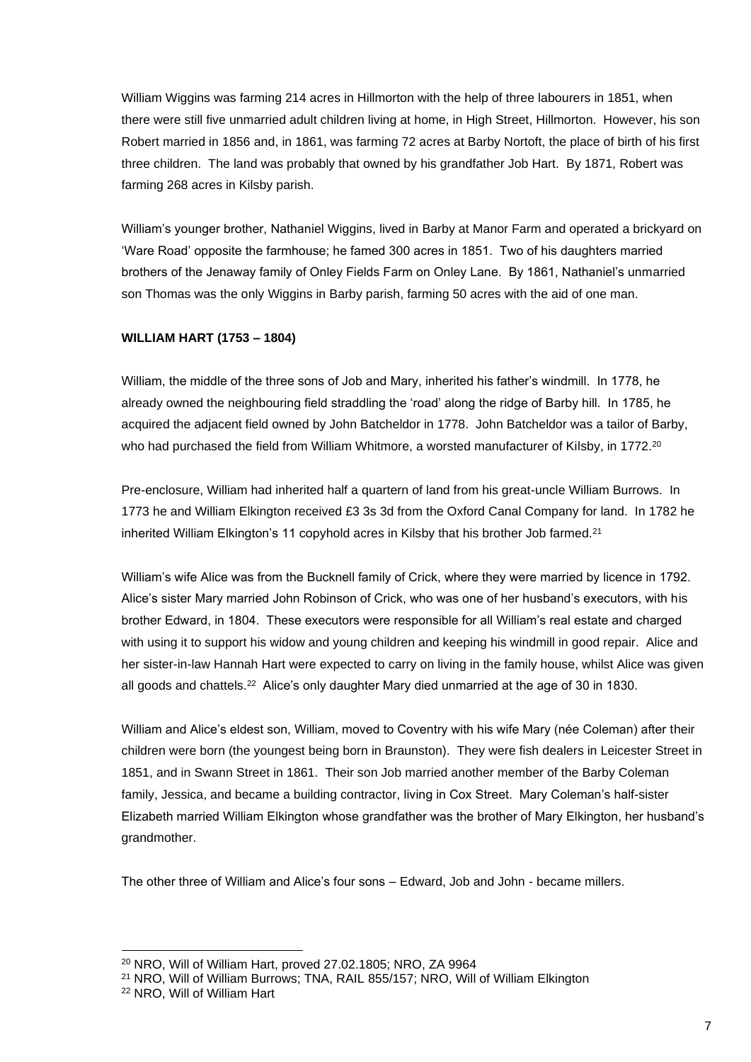William Wiggins was farming 214 acres in Hillmorton with the help of three labourers in 1851, when there were still five unmarried adult children living at home, in High Street, Hillmorton. However, his son Robert married in 1856 and, in 1861, was farming 72 acres at Barby Nortoft, the place of birth of his first three children. The land was probably that owned by his grandfather Job Hart. By 1871, Robert was farming 268 acres in Kilsby parish.

William's younger brother, Nathaniel Wiggins, lived in Barby at Manor Farm and operated a brickyard on 'Ware Road' opposite the farmhouse; he famed 300 acres in 1851. Two of his daughters married brothers of the Jenaway family of Onley Fields Farm on Onley Lane. By 1861, Nathaniel's unmarried son Thomas was the only Wiggins in Barby parish, farming 50 acres with the aid of one man.

**WILLIAM HART (1753 – 1804)**

William, the middle of the three sons of Job and Mary, inherited his father's windmill. In 1778, he already owned the neighbouring field straddling the 'road' along the ridge of Barby hill. In 1785, he acquired the adjacent field owned by John Batcheldor in 1778. John Batcheldor was a tailor of Barby, who had purchased the field from William Whitmore, a worsted manufacturer of Kilsby, in 1772.[20]

Pre-enclosure, William had inherited half a quartern of land from his great-uncle William Burrows. In 1773 he and William Elkington received £3 3s 3d from the Oxford Canal Company for land. In 1782 he inherited William Elkington's 11 copyhold acres in Kilsby that his brother Job farmed.[21]

William's wife Alice was from the Bucknell family of Crick, where they were married by licence in 1792. Alice's sister Mary married John Robinson of Crick, who was one of her husband's executors, with his brother Edward, in 1804. These executors were responsible for all William's real estate and charged with using it to support his widow and young children and keeping his windmill in good repair. Alice and her sister-in-law Hannah Hart were expected to carry on living in the family house, whilst Alice was given all goods and chattels.[22] Alice's only daughter Mary died unmarried at the age of 30 in 1830.

William and Alice's eldest son, William, moved to Coventry with his wife Mary (née Coleman) after their children were born (the youngest being born in Braunston). They were fish dealers in Leicester Street in 1851, and in Swann Street in 1861. Their son Job married another member of the Barby Coleman family, Jessica, and became a building contractor, living in Cox Street. Mary Coleman's half-sister Elizabeth married William Elkington whose grandfather was the brother of Mary Elkington, her husband's grandmother.

The other three of William and Alice's four sons – Edward, Job and John - became millers.

[20] NRO, Will of William Hart, proved 27.02.1805; NRO, ZA 9964

[21] NRO, Will of William Burrows; TNA, RAIL 855/157; NRO, Will of William Elkington

[22] NRO, Will of William Hart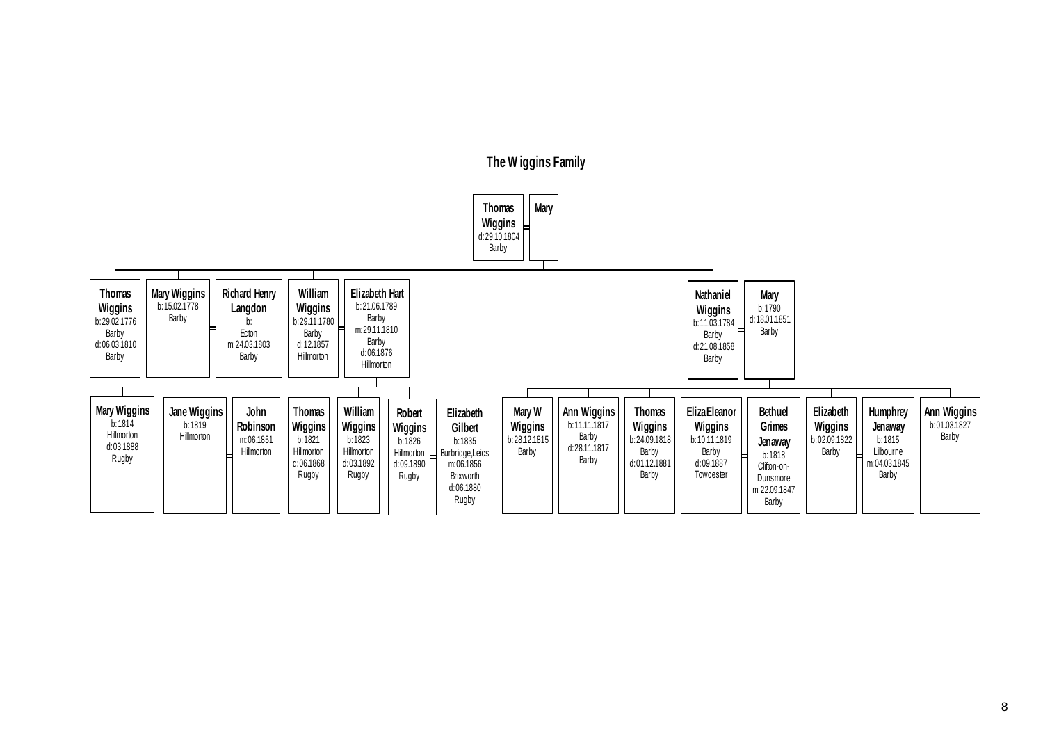# The Wiggins Family

**Thomas Wiggins** = **Mary**
d:29.10.1804 Barby

Children of Thomas Wiggins and Mary:

- **Thomas Wiggins** b:29.02.1776 Barby d:06.03.1810 Barby
- **Mary Wiggins** b:15.02.1778 Barby = **Richard Henry Langdon** b: Ecton m:24.03.1803 Barby
- **William Wiggins** b:29.11.1780 Barby d:12.1857 Hillmorton = **Elizabeth Hart** b:21.06.1789 Barby m:29.11.1810 Barby d:06.1876 Hillmorton
- **Nathaniel Wiggins** b:11.03.1784 Barby d:21.08.1858 Barby = **Mary** b:1790 d:18.01.1851 Barby

Children of William Wiggins and Elizabeth Hart:

- **Mary Wiggins** b:1814 Hillmorton d:03.1888 Rugby
- **Jane Wiggins** b:1819 Hillmorton = **John Robinson** m:06.1851 Hillmorton
- **Thomas Wiggins** b:1821 Hillmorton d:06.1868 Rugby
- **William Wiggins** b:1823 Hillmorton d:03.1892 Rugby
- **Robert Wiggins** b:1826 Hillmorton d:09.1890 Rugby = **Elizabeth Gilbert** b:1835 Burbridge,Leics m:06.1856 Brixworth d:06.1880 Rugby

Children of Nathaniel Wiggins and Mary:

- **Mary W Wiggins** b:28.12.1815 Barby
- **Ann Wiggins** b:11.11.1817 Barby d:28.11.1817 Barby
- **Thomas Wiggins** b:24.09.1818 Barby d:01.12.1881 Barby
- **Eliza Eleanor Wiggins** b:10.11.1819 Barby d:09.1887 Towcester = **Bethuel Grimes Jenaway** b:1818 Clifton-on-Dunsmore m:22.09.1847 Barby
- **Elizabeth Wiggins** b:02.09.1822 Barby = **Humphrey Jenaway** b:1815 Lilbourne m:04.03.1845 Barby
- **Ann Wiggins** b:01.03.1827 Barby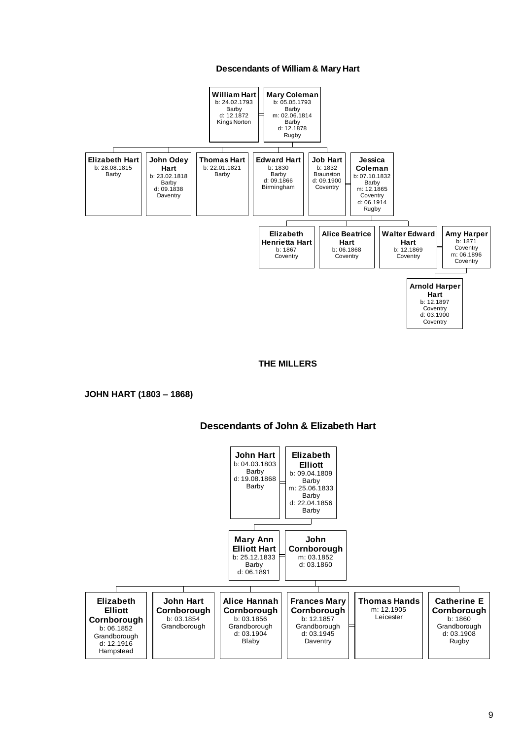**Descendants of William & Mary Hart**

**William Hart**
b: 24.02.1793
Barby
d: 12.1872
Kings Norton

= **Mary Coleman**
b: 05.05.1793
Barby
m: 02.06.1814
Barby
d: 12.1878
Rugby

Children:

- **Elizabeth Hart** b: 28.08.1815 Barby
- **John Odey Hart** b: 23.02.1818 Barby d: 09.1838 Daventry
- **Thomas Hart** b: 22.01.1821 Barby
- **Edward Hart** b: 1830 Barby d: 09.1866 Birmingham
- **Job Hart** b: 1832 Braunston d: 09.1900 Coventry = **Jessica Coleman** b: 07.10.1832 Barby m: 12.1865 Coventry d: 06.1914 Rugby

Children of Job Hart & Jessica Coleman:

- **Elizabeth Henrietta Hart** b: 1867 Coventry
- **Alice Beatrice Hart** b: 06.1868 Coventry
- **Walter Edward Hart** b: 12.1869 Coventry = **Amy Harper** b: 1871 Coventry m: 06.1896 Coventry

Child of Walter Edward Hart & Amy Harper:

- **Arnold Harper Hart** b: 12.1897 Coventry d: 03.1900 Coventry

## THE MILLERS

### JOHN HART (1803 – 1868)

**Descendants of John & Elizabeth Hart**

**John Hart**
b: 04.03.1803
Barby
d: 19.08.1868
Barby

= **Elizabeth Elliott**
b: 09.04.1809
Barby
m: 25.06.1833
Barby
d: 22.04.1856
Barby

Child:

- **Mary Ann Elliott Hart** b: 25.12.1833 Barby d: 06.1891 = **John Cornborough** m: 03.1852 d: 03.1860

Children of Mary Ann Elliott Hart & John Cornborough:

- **Elizabeth Elliott Cornborough** b: 06.1852 Grandborough d: 12.1916 Hampstead
- **John Hart Cornborough** b: 03.1854 Grandborough
- **Alice Hannah Cornborough** b: 03.1856 Grandborough d: 03.1904 Blaby
- **Frances Mary Cornborough** b: 12.1857 Grandborough d: 03.1945 Daventry = **Thomas Hands** m: 12.1905 Leicester
- **Catherine E Cornborough** b: 1860 Grandborough d: 03.1908 Rugby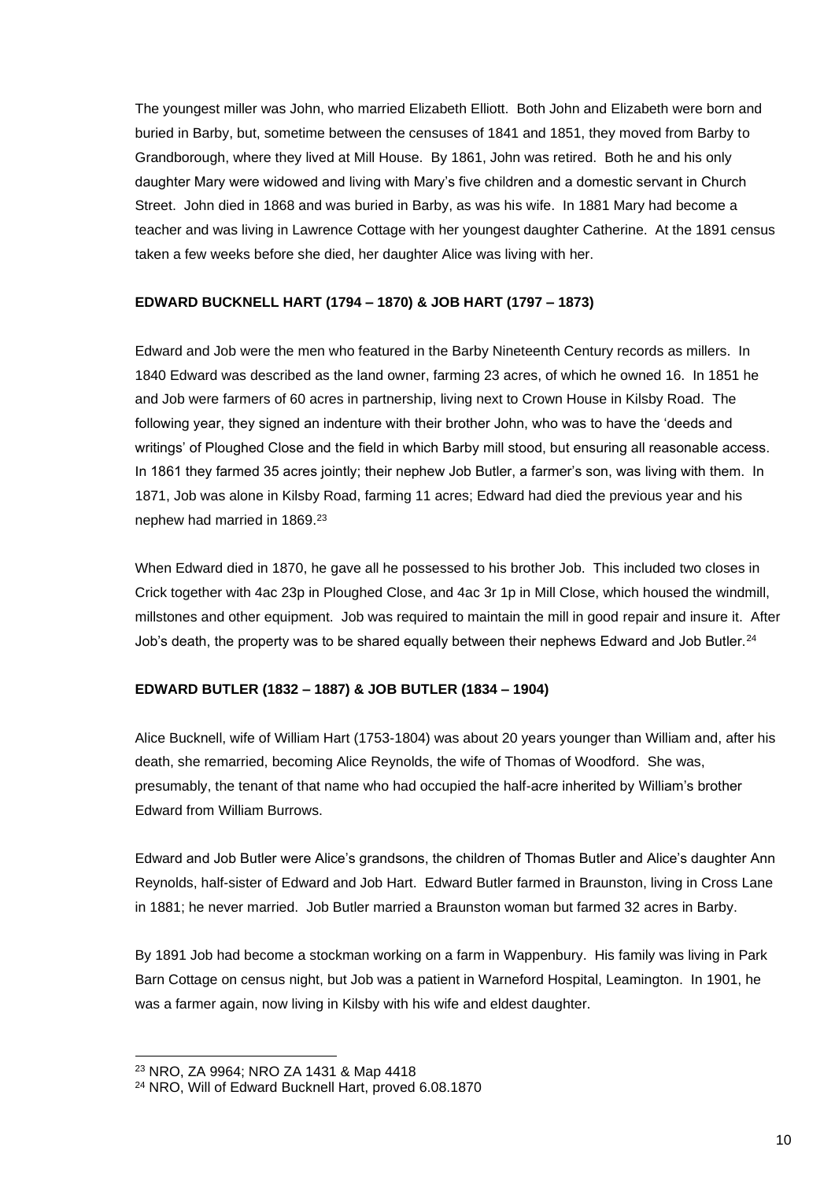The youngest miller was John, who married Elizabeth Elliott. Both John and Elizabeth were born and buried in Barby, but, sometime between the censuses of 1841 and 1851, they moved from Barby to Grandborough, where they lived at Mill House. By 1861, John was retired. Both he and his only daughter Mary were widowed and living with Mary's five children and a domestic servant in Church Street. John died in 1868 and was buried in Barby, as was his wife. In 1881 Mary had become a teacher and was living in Lawrence Cottage with her youngest daughter Catherine. At the 1891 census taken a few weeks before she died, her daughter Alice was living with her.

### EDWARD BUCKNELL HART (1794 – 1870) & JOB HART (1797 – 1873)

Edward and Job were the men who featured in the Barby Nineteenth Century records as millers. In 1840 Edward was described as the land owner, farming 23 acres, of which he owned 16. In 1851 he and Job were farmers of 60 acres in partnership, living next to Crown House in Kilsby Road. The following year, they signed an indenture with their brother John, who was to have the 'deeds and writings' of Ploughed Close and the field in which Barby mill stood, but ensuring all reasonable access. In 1861 they farmed 35 acres jointly; their nephew Job Butler, a farmer's son, was living with them. In 1871, Job was alone in Kilsby Road, farming 11 acres; Edward had died the previous year and his nephew had married in 1869.[23]

When Edward died in 1870, he gave all he possessed to his brother Job. This included two closes in Crick together with 4ac 23p in Ploughed Close, and 4ac 3r 1p in Mill Close, which housed the windmill, millstones and other equipment. Job was required to maintain the mill in good repair and insure it. After Job's death, the property was to be shared equally between their nephews Edward and Job Butler.[24]

### EDWARD BUTLER (1832 – 1887) & JOB BUTLER (1834 – 1904)

Alice Bucknell, wife of William Hart (1753-1804) was about 20 years younger than William and, after his death, she remarried, becoming Alice Reynolds, the wife of Thomas of Woodford. She was, presumably, the tenant of that name who had occupied the half-acre inherited by William's brother Edward from William Burrows.

Edward and Job Butler were Alice's grandsons, the children of Thomas Butler and Alice's daughter Ann Reynolds, half-sister of Edward and Job Hart. Edward Butler farmed in Braunston, living in Cross Lane in 1881; he never married. Job Butler married a Braunston woman but farmed 32 acres in Barby.

By 1891 Job had become a stockman working on a farm in Wappenbury. His family was living in Park Barn Cottage on census night, but Job was a patient in Warneford Hospital, Leamington. In 1901, he was a farmer again, now living in Kilsby with his wife and eldest daughter.

---

[23] NRO, ZA 9964; NRO ZA 1431 & Map 4418

[24] NRO, Will of Edward Bucknell Hart, proved 6.08.1870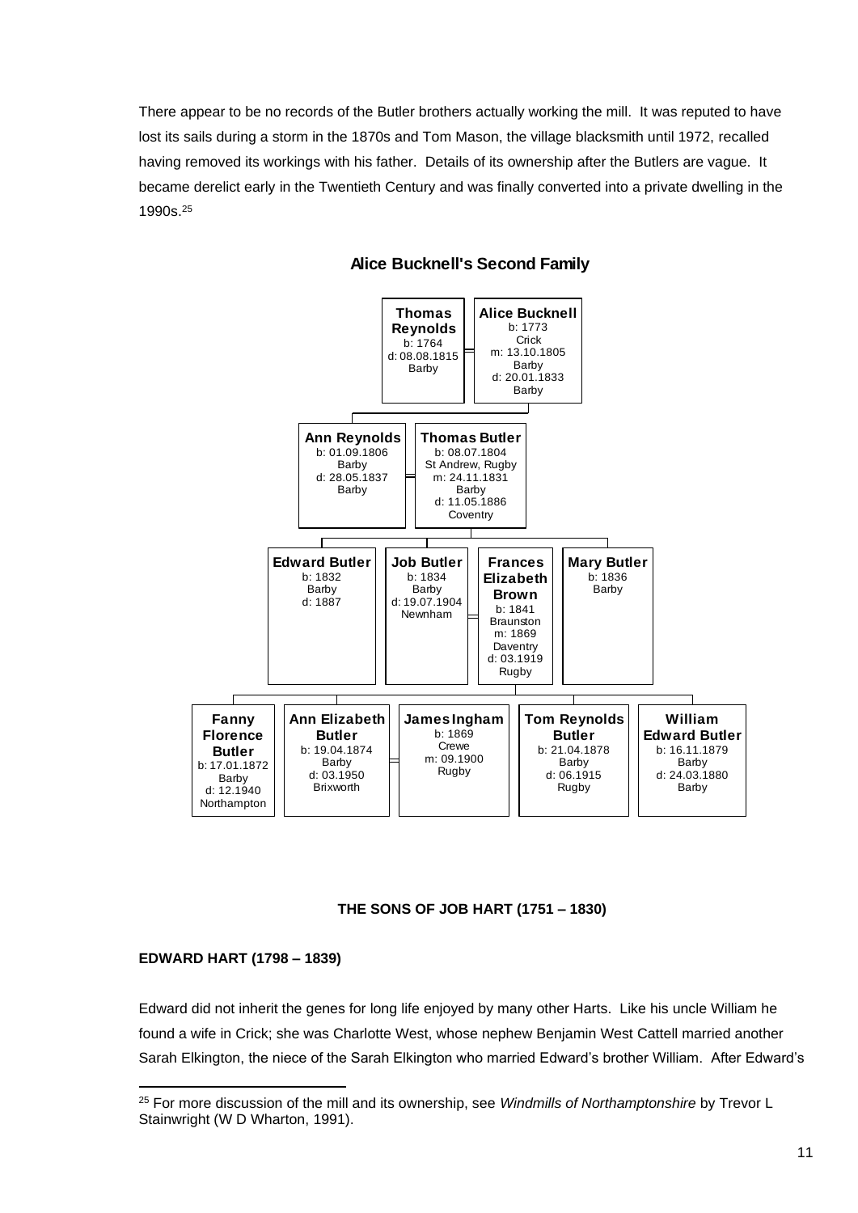There appear to be no records of the Butler brothers actually working the mill. It was reputed to have lost its sails during a storm in the 1870s and Tom Mason, the village blacksmith until 1972, recalled having removed its workings with his father. Details of its ownership after the Butlers are vague. It became derelict early in the Twentieth Century and was finally converted into a private dwelling in the 1990s.[25]

## Alice Bucknell's Second Family

**Thomas Reynolds** (b: 1764; d: 08.08.1815 Barby) = **Alice Bucknell** (b: 1773 Crick; m: 13.10.1805 Barby; d: 20.01.1833 Barby)

- **Ann Reynolds** (b: 01.09.1806 Barby; d: 28.05.1837 Barby) = **Thomas Butler** (b: 08.07.1804 St Andrew, Rugby; m: 24.11.1831 Barby; d: 11.05.1886 Coventry)
  - **Edward Butler** (b: 1832 Barby; d: 1887)
  - **Job Butler** (b: 1834 Barby; d: 19.07.1904 Newnham) = **Frances Elizabeth Brown** (b: 1841 Braunston; m: 1869 Daventry; d: 03.1919 Rugby)
    - **Fanny Florence Butler** (b: 17.01.1872 Barby; d: 12.1940 Northampton)
    - **Ann Elizabeth Butler** (b: 19.04.1874 Barby; d: 03.1950 Brixworth) = **James Ingham** (b: 1869 Crewe; m: 09.1900 Rugby)
    - **Tom Reynolds Butler** (b: 21.04.1878 Barby; d: 06.1915 Rugby)
    - **William Edward Butler** (b: 16.11.1879 Barby; d: 24.03.1880 Barby)
  - **Mary Butler** (b: 1836 Barby)

## THE SONS OF JOB HART (1751 – 1830)

### EDWARD HART (1798 – 1839)

Edward did not inherit the genes for long life enjoyed by many other Harts. Like his uncle William he found a wife in Crick; she was Charlotte West, whose nephew Benjamin West Cattell married another Sarah Elkington, the niece of the Sarah Elkington who married Edward's brother William. After Edward's

[25] For more discussion of the mill and its ownership, see *Windmills of Northamptonshire* by Trevor L Stainwright (W D Wharton, 1991).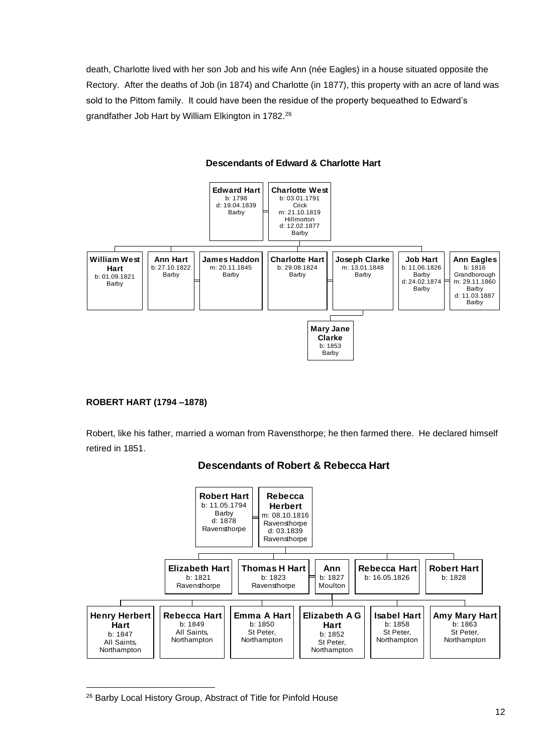death, Charlotte lived with her son Job and his wife Ann (née Eagles) in a house situated opposite the Rectory. After the deaths of Job (in 1874) and Charlotte (in 1877), this property with an acre of land was sold to the Pittom family. It could have been the residue of the property bequeathed to Edward's grandfather Job Hart by William Elkington in 1782.[26]

**Descendants of Edward & Charlotte Hart**

**Edward Hart** b: 1798, d: 19.04.1839, Barby = **Charlotte West** b: 03.01.1791, Crick, m: 21.10.1819, Hillmorton, d: 12.02.1877, Barby

- **William West Hart** b: 01.09.1821, Barby
- **Ann Hart** b: 27.10.1822, Barby = **James Haddon** m: 20.11.1845, Barby
- **Charlotte Hart** b: 29.08.1824, Barby = **Joseph Clarke** m: 13.01.1848, Barby
  - **Mary Jane Clarke** b: 1853, Barby
- **Job Hart** b: 11.06.1826, Barby, d: 24.02.1874, Barby = **Ann Eagles** b: 1816, Grandborough, m: 29.11.1860, Barby, d: 11.03.1887, Barby

**ROBERT HART (1794 –1878)**

Robert, like his father, married a woman from Ravensthorpe; he then farmed there. He declared himself retired in 1851.

**Descendants of Robert & Rebecca Hart**

**Robert Hart** b: 11.05.1794, Barby, d: 1878, Ravensthorpe = **Rebecca Herbert** m: 08.10.1816, Ravensthorpe, d: 03.1839, Ravensthorpe

- **Elizabeth Hart** b: 1821, Ravensthorpe
- **Thomas H Hart** b: 1823, Ravensthorpe = **Ann** b: 1827, Moulton
  - **Henry Herbert Hart** b: 1847, All Saints, Northampton
  - **Rebecca Hart** b: 1849, All Saints, Northampton
  - **Emma A Hart** b: 1850, St Peter, Northampton
  - **Elizabeth A G Hart** b: 1852, St Peter, Northampton
  - **Isabel Hart** b: 1858, St Peter, Northampton
  - **Amy Mary Hart** b: 1863, St Peter, Northampton
- **Rebecca Hart** b: 16.05.1826
- **Robert Hart** b: 1828

[26] Barby Local History Group, Abstract of Title for Pinfold House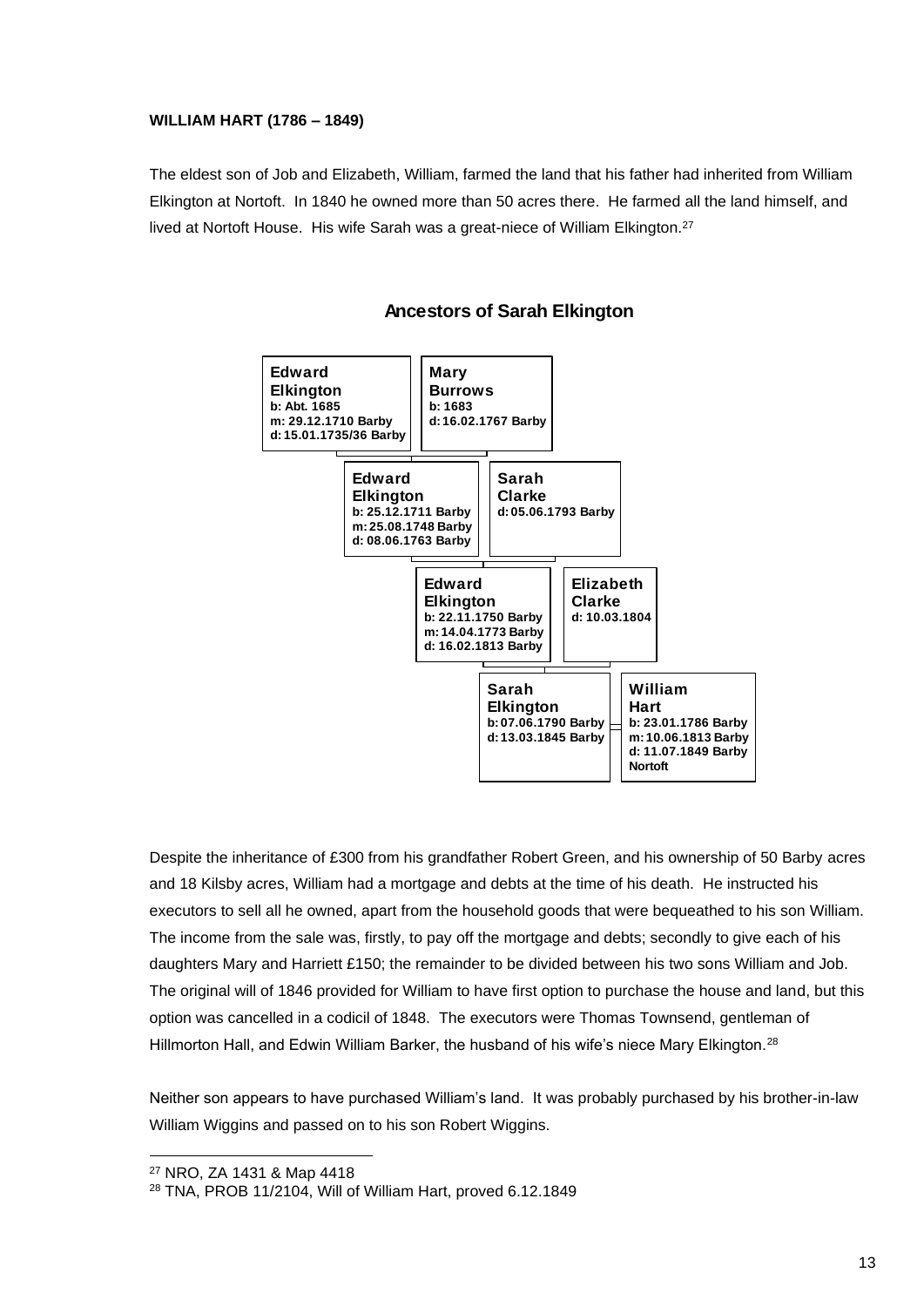**WILLIAM HART (1786 – 1849)**

The eldest son of Job and Elizabeth, William, farmed the land that his father had inherited from William Elkington at Nortoft. In 1840 he owned more than 50 acres there. He farmed all the land himself, and lived at Nortoft House. His wife Sarah was a great-niece of William Elkington.[27]

**Ancestors of Sarah Elkington**

**Edward Elkington**
b: Abt. 1685
m: 29.12.1710 Barby
d: 15.01.1735/36 Barby

**Mary Burrows**
b: 1683
d: 16.02.1767 Barby

**Edward Elkington**
b: 25.12.1711 Barby
m: 25.08.1748 Barby
d: 08.06.1763 Barby

**Sarah Clarke**
d: 05.06.1793 Barby

**Edward Elkington**
b: 22.11.1750 Barby
m: 14.04.1773 Barby
d: 16.02.1813 Barby

**Elizabeth Clarke**
d: 10.03.1804

**Sarah Elkington**
b: 07.06.1790 Barby
d: 13.03.1845 Barby

**William Hart**
b: 23.01.1786 Barby
m: 10.06.1813 Barby
d: 11.07.1849 Barby Nortoft

Despite the inheritance of £300 from his grandfather Robert Green, and his ownership of 50 Barby acres and 18 Kilsby acres, William had a mortgage and debts at the time of his death. He instructed his executors to sell all he owned, apart from the household goods that were bequeathed to his son William. The income from the sale was, firstly, to pay off the mortgage and debts; secondly to give each of his daughters Mary and Harriett £150; the remainder to be divided between his two sons William and Job. The original will of 1846 provided for William to have first option to purchase the house and land, but this option was cancelled in a codicil of 1848. The executors were Thomas Townsend, gentleman of Hillmorton Hall, and Edwin William Barker, the husband of his wife's niece Mary Elkington.[28]

Neither son appears to have purchased William's land. It was probably purchased by his brother-in-law William Wiggins and passed on to his son Robert Wiggins.

---

[27] NRO, ZA 1431 & Map 4418

[28] TNA, PROB 11/2104, Will of William Hart, proved 6.12.1849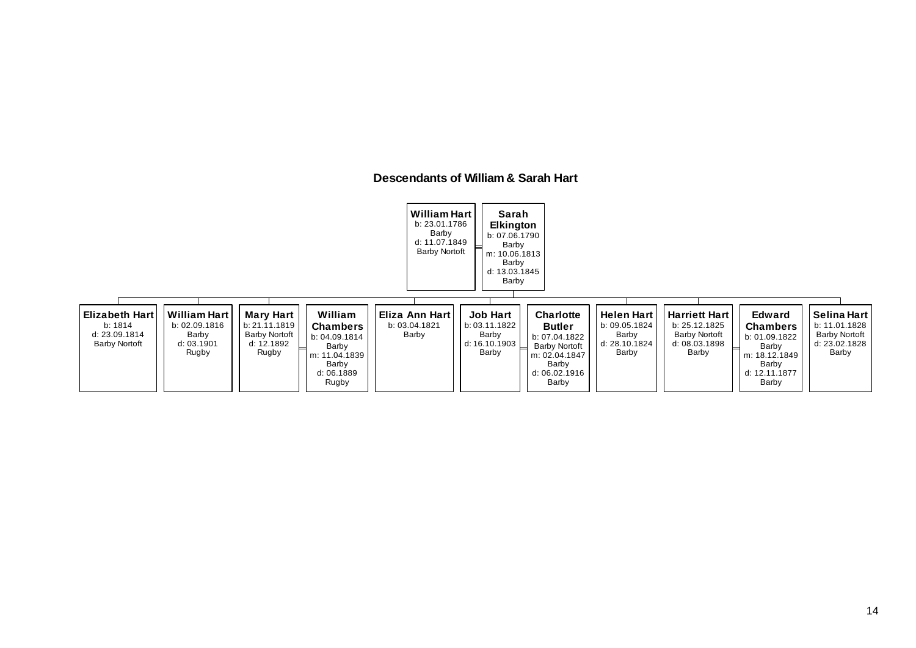## Descendants of William & Sarah Hart

**William Hart**
b: 23.01.1786
Barby
d: 11.07.1849
Barby Nortoft

= **Sarah Elkington**
b: 07.06.1790
Barby
m: 10.06.1813
Barby
d: 13.03.1845
Barby

Children:

- **Elizabeth Hart**
  b: 1814
  d: 23.09.1814
  Barby Nortoft

- **William Hart**
  b: 02.09.1816
  Barby
  d: 03.1901
  Rugby

- **Mary Hart**
  b: 21.11.1819
  Barby Nortoft
  d: 12.1892
  Rugby
  
  = **William Chambers**
  b: 04.09.1814
  Barby
  m: 11.04.1839
  Barby
  d: 06.1889
  Rugby

- **Eliza Ann Hart**
  b: 03.04.1821
  Barby

- **Job Hart**
  b: 03.11.1822
  Barby
  d: 16.10.1903
  Barby
  
  = **Charlotte Butler**
  b: 07.04.1822
  Barby Nortoft
  m: 02.04.1847
  Barby
  d: 06.02.1916
  Barby

- **Helen Hart**
  b: 09.05.1824
  Barby
  d: 28.10.1824
  Barby

- **Harriett Hart**
  b: 25.12.1825
  Barby Nortoft
  d: 08.03.1898
  Barby
  
  = **Edward Chambers**
  b: 01.09.1822
  Barby
  m: 18.12.1849
  Barby
  d: 12.11.1877
  Barby

- **Selina Hart**
  b: 11.01.1828
  Barby Nortoft
  d: 23.02.1828
  Barby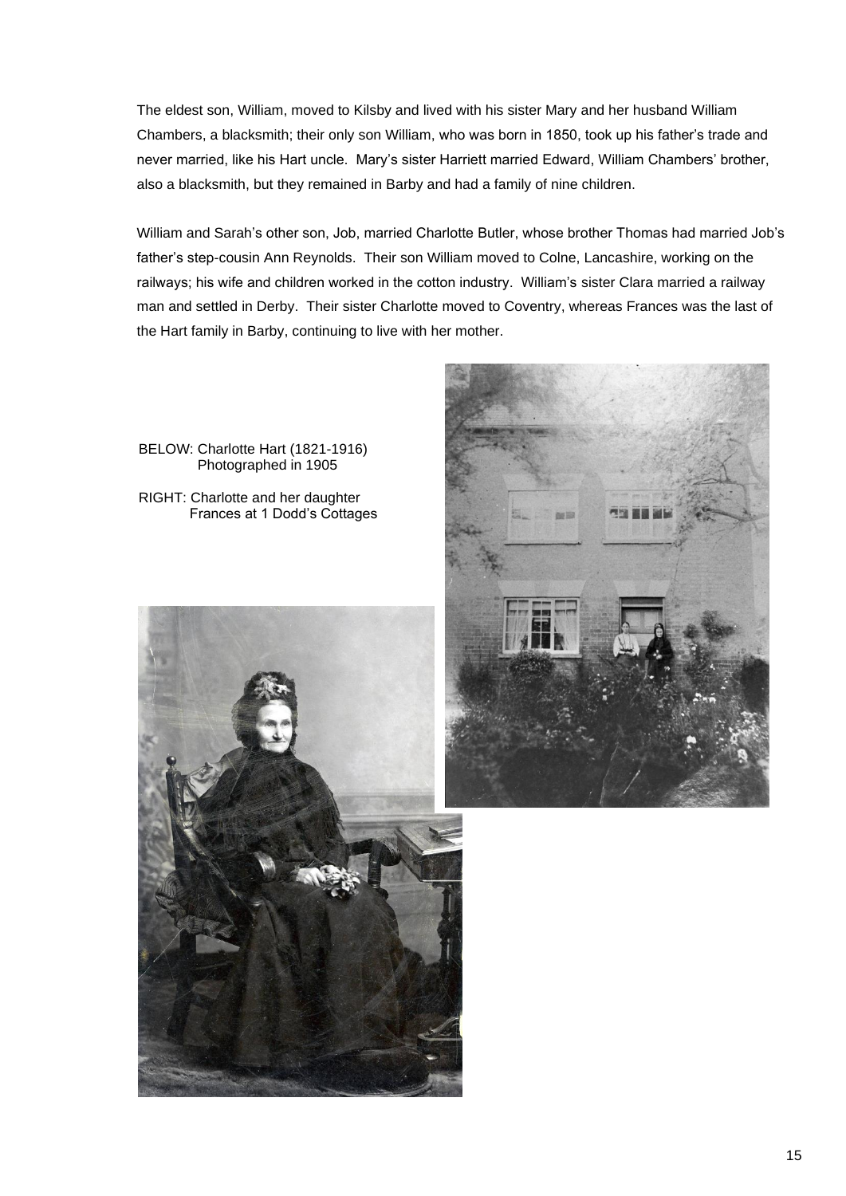The eldest son, William, moved to Kilsby and lived with his sister Mary and her husband William Chambers, a blacksmith; their only son William, who was born in 1850, took up his father's trade and never married, like his Hart uncle. Mary's sister Harriett married Edward, William Chambers' brother, also a blacksmith, but they remained in Barby and had a family of nine children.

William and Sarah's other son, Job, married Charlotte Butler, whose brother Thomas had married Job's father's step-cousin Ann Reynolds. Their son William moved to Colne, Lancashire, working on the railways; his wife and children worked in the cotton industry. William's sister Clara married a railway man and settled in Derby. Their sister Charlotte moved to Coventry, whereas Frances was the last of the Hart family in Barby, continuing to live with her mother.

BELOW: Charlotte Hart (1821-1916)
Photographed in 1905

RIGHT: Charlotte and her daughter
Frances at 1 Dodd's Cottages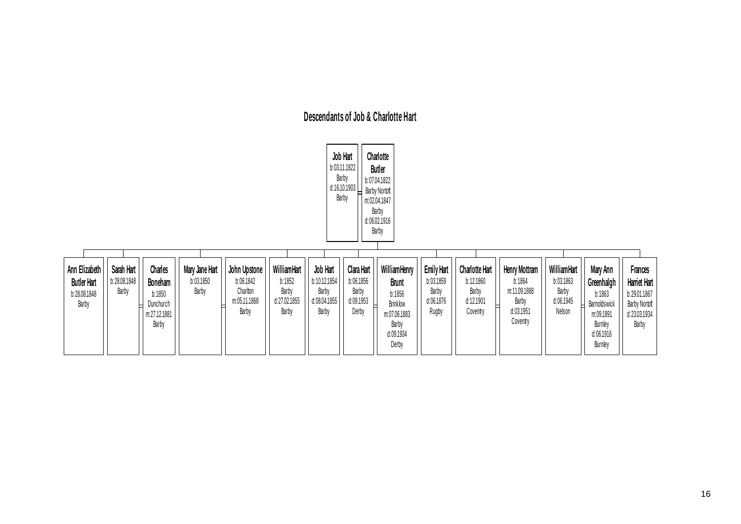# Descendants of Job & Charlotte Hart

**Job Hart**
b:03.11.1822
Barby
d:16.10.1903
Barby

= **Charlotte Butler**
b:07.04.1822
Barby Nortoft
m:02.04.1847
Barby
d:06.02.1916
Barby

Children:

- **Ann Elizabeth Butler Hart**
  b:28.08.1848
  Barby

- **Sarah Hart**
  b:28.08.1848
  Barby
  = **Charles Boneham**
  b:1850
  Dunchurch
  m:27.12.1881
  Barby

- **Mary Jane Hart**
  b:03.1850
  Barby
  = **John Upstone**
  b:06.1842
  Charlton
  m:05.11.1868
  Barby

- **William Hart**
  b:1852
  Barby
  d:27.02.1855
  Barby

- **Job Hart**
  b:10.12.1854
  Barby
  d:08.04.1855
  Barby

- **Clara Hart**
  b:06.1856
  Barby
  d:09.1953
  Derby
  = **William Henry Brunt**
  b:1856
  Brinklow
  m:07.06.1883
  Barby
  d:09.1934
  Derby

- **Emily Hart**
  b:03.1859
  Barby
  d:06.1876
  Rugby

- **Charlotte Hart**
  b:12.1860
  Barby
  d:12.1901
  Coventry
  = **Henry Mottram**
  b:1864
  m:11.09.1888
  Barby
  d:03.1951
  Coventry

- **William Hart**
  b:03.1863
  Barby
  d:06.1945
  Nelson
  = **Mary Ann Greenhalgh**
  b:1863
  Barnoldswick
  m:09.1891
  Burnley
  d:06.1916
  Burnley

- **Frances Harriet Hart**
  b:29.01.1867
  Barby Nortoft
  d:23.03.1934
  Barby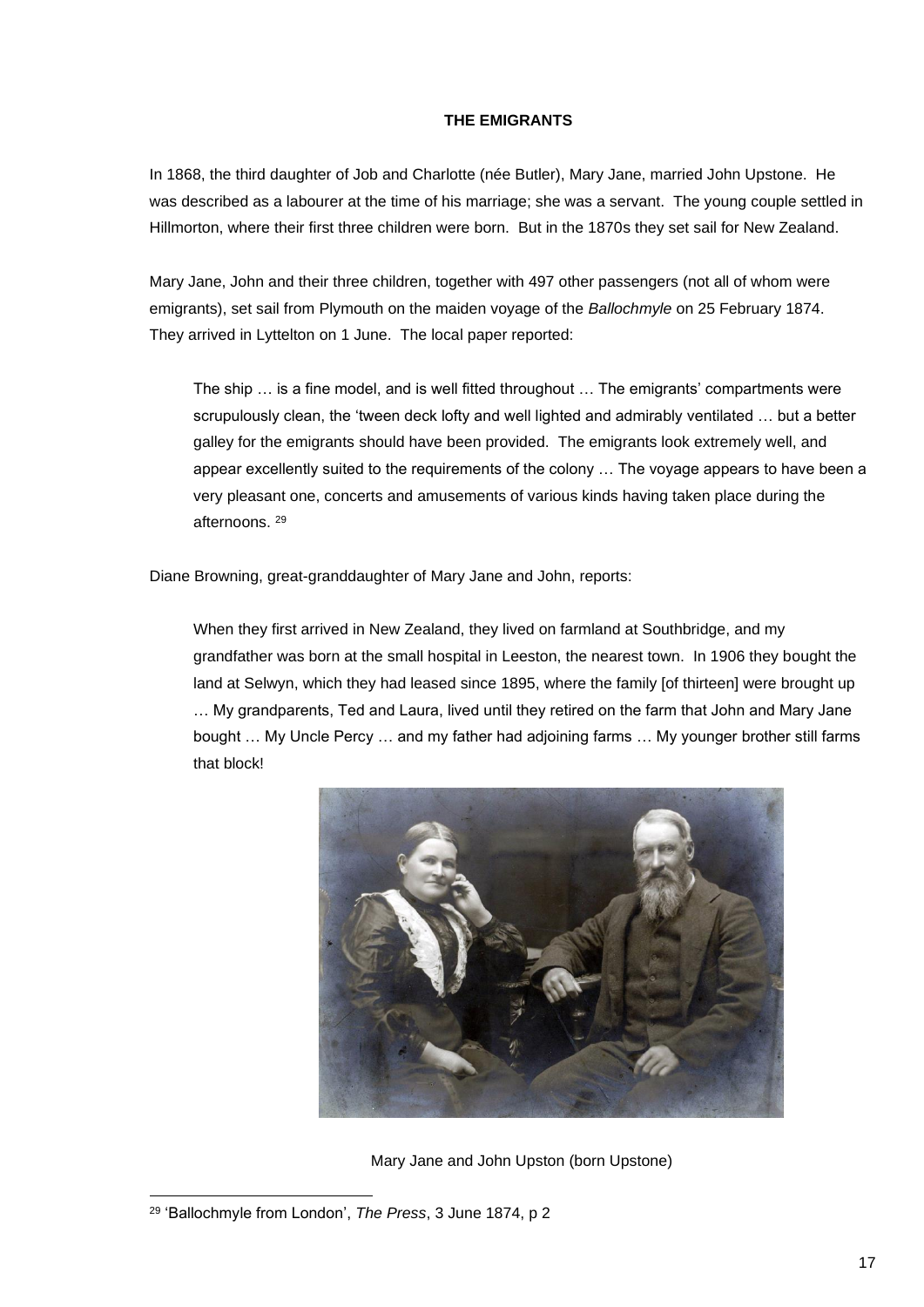**THE EMIGRANTS**

In 1868, the third daughter of Job and Charlotte (née Butler), Mary Jane, married John Upstone. He was described as a labourer at the time of his marriage; she was a servant. The young couple settled in Hillmorton, where their first three children were born. But in the 1870s they set sail for New Zealand.

Mary Jane, John and their three children, together with 497 other passengers (not all of whom were emigrants), set sail from Plymouth on the maiden voyage of the *Ballochmyle* on 25 February 1874. They arrived in Lyttelton on 1 June. The local paper reported:

> The ship … is a fine model, and is well fitted throughout … The emigrants' compartments were scrupulously clean, the 'tween deck lofty and well lighted and admirably ventilated … but a better galley for the emigrants should have been provided. The emigrants look extremely well, and appear excellently suited to the requirements of the colony … The voyage appears to have been a very pleasant one, concerts and amusements of various kinds having taken place during the afternoons. [29]

Diane Browning, great-granddaughter of Mary Jane and John, reports:

> When they first arrived in New Zealand, they lived on farmland at Southbridge, and my grandfather was born at the small hospital in Leeston, the nearest town. In 1906 they bought the land at Selwyn, which they had leased since 1895, where the family [of thirteen] were brought up … My grandparents, Ted and Laura, lived until they retired on the farm that John and Mary Jane bought … My Uncle Percy … and my father had adjoining farms … My younger brother still farms that block!

Mary Jane and John Upston (born Upstone)

[29] 'Ballochmyle from London', *The Press*, 3 June 1874, p 2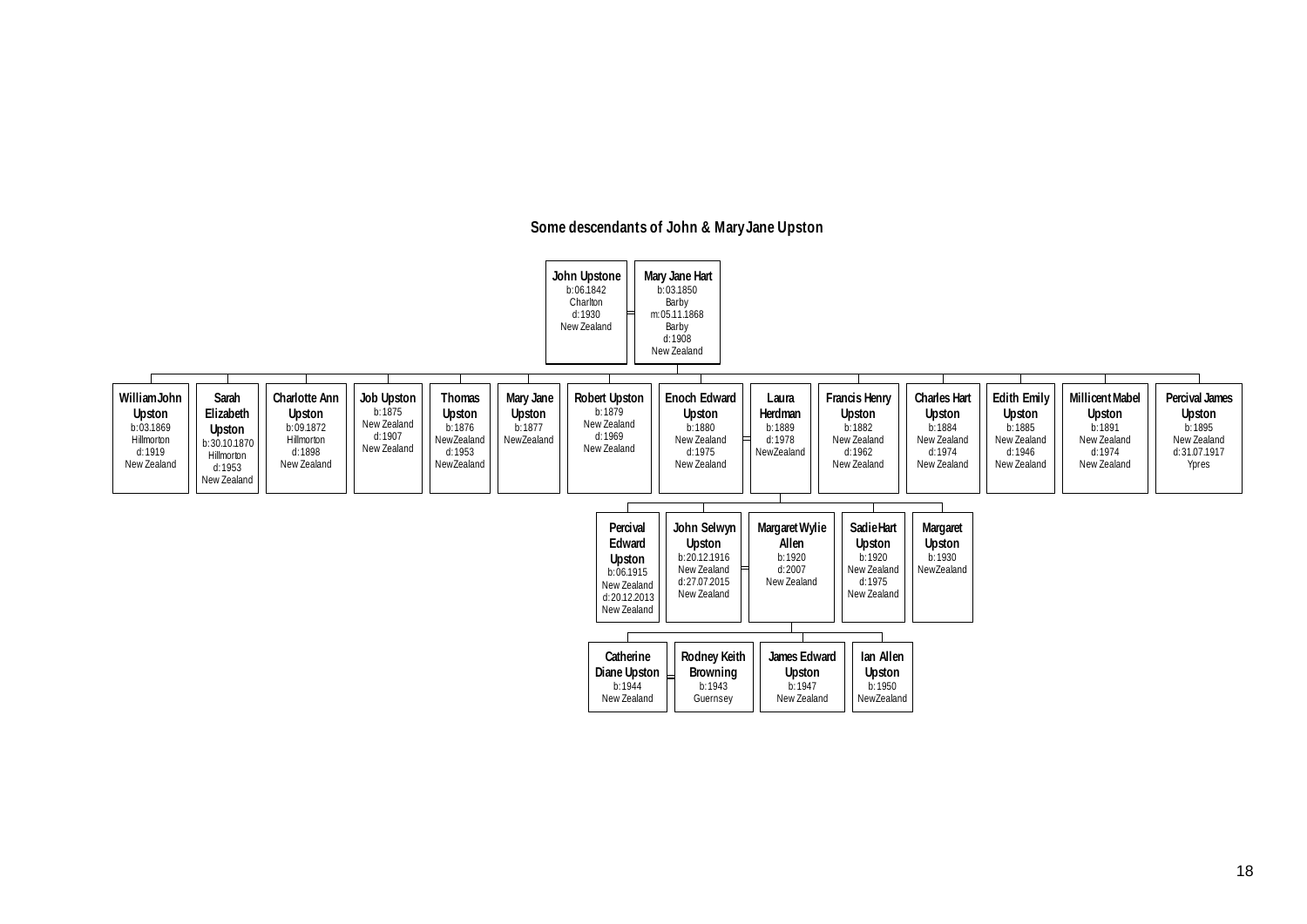## Some descendants of John & MaryJane Upston

**John Upstone**
b:06.1842
Charlton
d:1930
New Zealand

= **Mary Jane Hart**
b:03.1850
Barby
m:05.11.1868
Barby
d:1908
New Zealand

### Children

- **William John Upston** — b:03.1869 Hillmorton; d:1919 New Zealand
- **Sarah Elizabeth Upston** — b:30.10.1870 Hillmorton; d:1953 New Zealand
- **Charlotte Ann Upston** — b:09.1872 Hillmorton; d:1898 New Zealand
- **Job Upston** — b:1875 New Zealand; d:1907 New Zealand
- **Thomas Upston** — b:1876 NewZealand; d:1953 NewZealand
- **Mary Jane Upston** — b:1877 NewZealand
- **Robert Upston** — b:1879 New Zealand; d:1969 New Zealand
- **Enoch Edward Upston** — b:1880 New Zealand; d:1975 New Zealand
  = **Laura Herdman** — b:1889; d:1978 NewZealand
- **Francis Henry Upston** — b:1882 New Zealand; d:1962 New Zealand
- **Charles Hart Upston** — b:1884 New Zealand; d:1974 New Zealand
- **Edith Emily Upston** — b:1885 New Zealand; d:1946 New Zealand
- **Millicent Mabel Upston** — b:1891 New Zealand; d:1974 New Zealand
- **Percival James Upston** — b:1895 New Zealand; d:31.07.1917 Ypres

### Children of Enoch Edward Upston & Laura Herdman

- **Percival Edward Upston** — b:06.1915 New Zealand; d:20.12.2013 New Zealand
- **John Selwyn Upston** — b:20.12.1916 New Zealand; d:27.07.2015 New Zealand
  = **Margaret Wylie Allen** — b:1920; d:2007 New Zealand
- **Sadie Hart Upston** — b:1920 New Zealand; d:1975 New Zealand
- **Margaret Upston** — b:1930 NewZealand

### Children of John Selwyn Upston & Margaret Wylie Allen

- **Catherine Diane Upston** — b:1944 New Zealand
  = **Rodney Keith Browning** — b:1943 Guernsey
- **James Edward Upston** — b:1947 New Zealand
- **Ian Allen Upston** — b:1950 NewZealand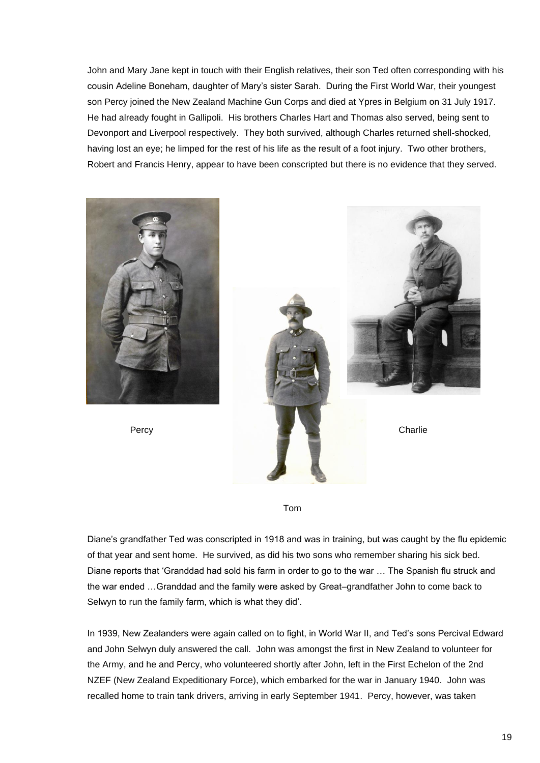John and Mary Jane kept in touch with their English relatives, their son Ted often corresponding with his cousin Adeline Boneham, daughter of Mary's sister Sarah. During the First World War, their youngest son Percy joined the New Zealand Machine Gun Corps and died at Ypres in Belgium on 31 July 1917. He had already fought in Gallipoli. His brothers Charles Hart and Thomas also served, being sent to Devonport and Liverpool respectively. They both survived, although Charles returned shell-shocked, having lost an eye; he limped for the rest of his life as the result of a foot injury. Two other brothers, Robert and Francis Henry, appear to have been conscripted but there is no evidence that they served.

Percy

Charlie

Tom

Diane's grandfather Ted was conscripted in 1918 and was in training, but was caught by the flu epidemic of that year and sent home. He survived, as did his two sons who remember sharing his sick bed. Diane reports that 'Granddad had sold his farm in order to go to the war … The Spanish flu struck and the war ended …Granddad and the family were asked by Great–grandfather John to come back to Selwyn to run the family farm, which is what they did'.

In 1939, New Zealanders were again called on to fight, in World War II, and Ted's sons Percival Edward and John Selwyn duly answered the call. John was amongst the first in New Zealand to volunteer for the Army, and he and Percy, who volunteered shortly after John, left in the First Echelon of the 2nd NZEF (New Zealand Expeditionary Force), which embarked for the war in January 1940. John was recalled home to train tank drivers, arriving in early September 1941. Percy, however, was taken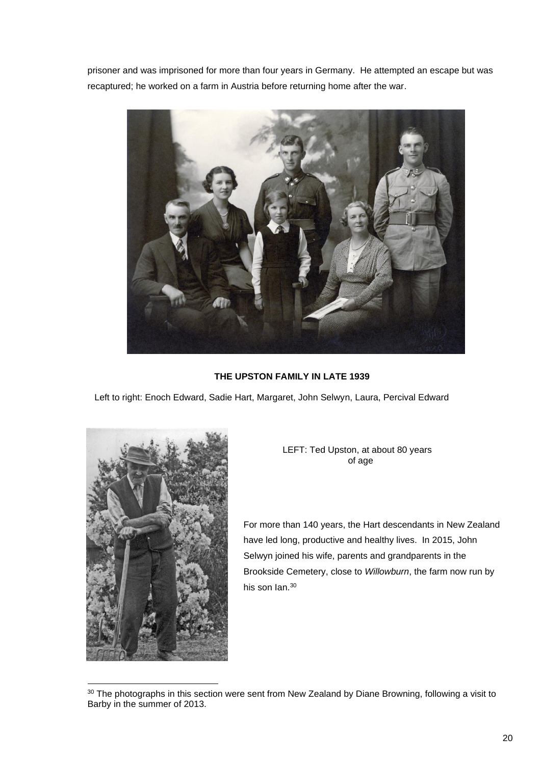prisoner and was imprisoned for more than four years in Germany. He attempted an escape but was recaptured; he worked on a farm in Austria before returning home after the war.

**THE UPSTON FAMILY IN LATE 1939**

Left to right: Enoch Edward, Sadie Hart, Margaret, John Selwyn, Laura, Percival Edward

LEFT: Ted Upston, at about 80 years of age

For more than 140 years, the Hart descendants in New Zealand have led long, productive and healthy lives. In 2015, John Selwyn joined his wife, parents and grandparents in the Brookside Cemetery, close to *Willowburn*, the farm now run by his son Ian.[30]

---

[30] The photographs in this section were sent from New Zealand by Diane Browning, following a visit to Barby in the summer of 2013.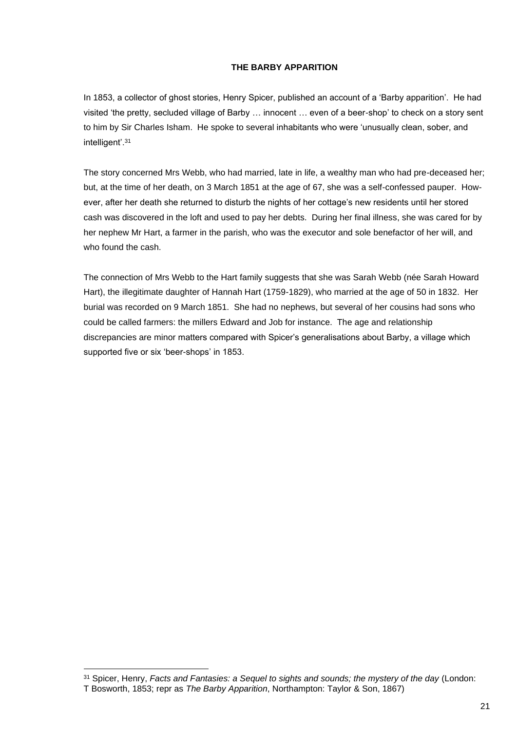## THE BARBY APPARITION

In 1853, a collector of ghost stories, Henry Spicer, published an account of a 'Barby apparition'. He had visited 'the pretty, secluded village of Barby … innocent … even of a beer-shop' to check on a story sent to him by Sir Charles Isham. He spoke to several inhabitants who were 'unusually clean, sober, and intelligent'.[31]

The story concerned Mrs Webb, who had married, late in life, a wealthy man who had pre-deceased her; but, at the time of her death, on 3 March 1851 at the age of 67, she was a self-confessed pauper. However, after her death she returned to disturb the nights of her cottage's new residents until her stored cash was discovered in the loft and used to pay her debts. During her final illness, she was cared for by her nephew Mr Hart, a farmer in the parish, who was the executor and sole benefactor of her will, and who found the cash.

The connection of Mrs Webb to the Hart family suggests that she was Sarah Webb (née Sarah Howard Hart), the illegitimate daughter of Hannah Hart (1759-1829), who married at the age of 50 in 1832. Her burial was recorded on 9 March 1851. She had no nephews, but several of her cousins had sons who could be called farmers: the millers Edward and Job for instance. The age and relationship discrepancies are minor matters compared with Spicer's generalisations about Barby, a village which supported five or six 'beer-shops' in 1853.

[31] Spicer, Henry, *Facts and Fantasies: a Sequel to sights and sounds; the mystery of the day* (London: T Bosworth, 1853; repr as *The Barby Apparition*, Northampton: Taylor & Son, 1867)